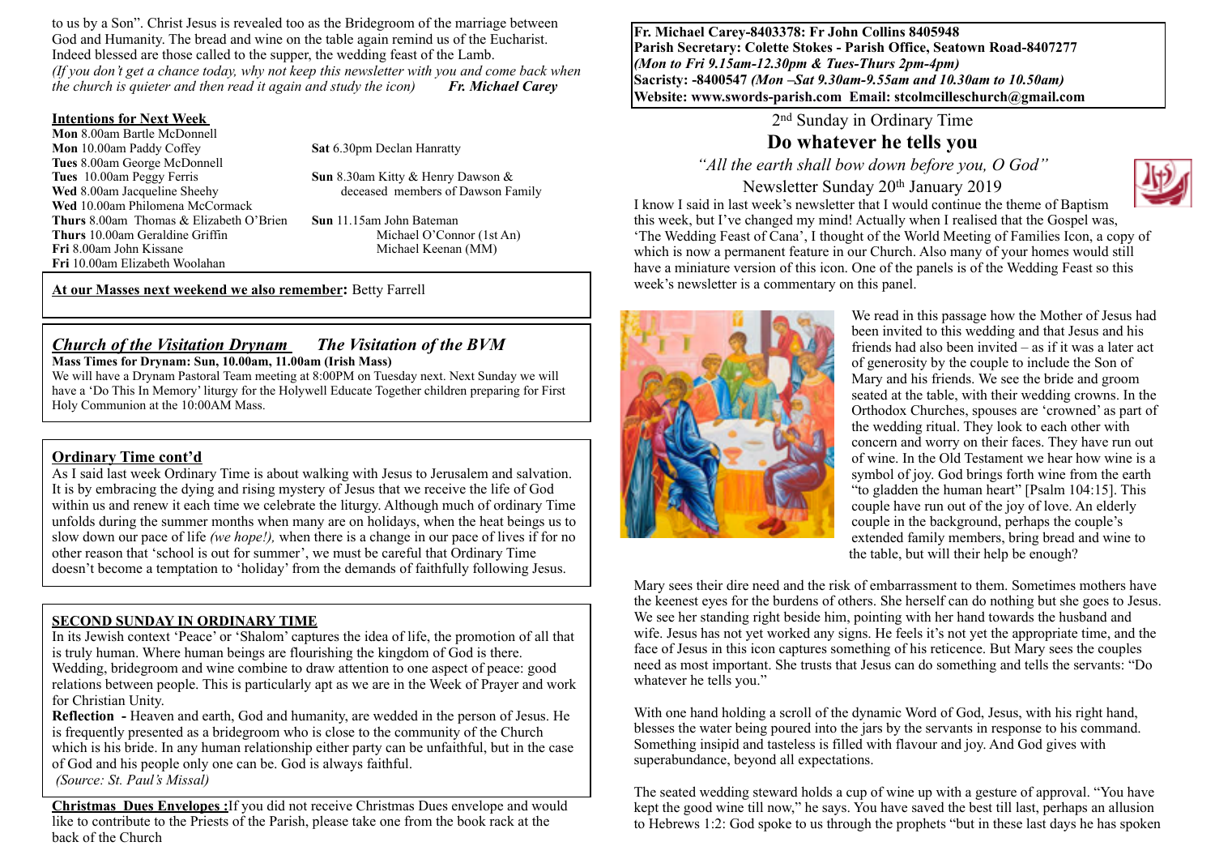to us by a Son". Christ Jesus is revealed too as the Bridegroom of the marriage between God and Humanity. The bread and wine on the table again remind us of the Eucharist. Indeed blessed are those called to the supper, the wedding feast of the Lamb.
*(If you don't get a chance today, why not keep this newsletter with you and come back when the church is quieter and then read it again and study the icon)* ***Fr. Michael Carey***

**Intentions for Next Week**

**Mon** 8.00am Bartle McDonnell
**Mon** 10.00am Paddy Coffey
**Tues** 8.00am George McDonnell
**Tues** 10.00am Peggy Ferris
**Wed** 8.00am Jacqueline Sheehy
**Wed** 10.00am Philomena McCormack
**Thurs** 8.00am Thomas & Elizabeth O'Brien
**Thurs** 10.00am Geraldine Griffin
**Fri** 8.00am John Kissane
**Fri** 10.00am Elizabeth Woolahan

**Sat** 6.30pm Declan Hanratty

**Sun** 8.30am Kitty & Henry Dawson & deceased members of Dawson Family

**Sun** 11.15am John Bateman
Michael O'Connor (1st An)
Michael Keenan (MM)

**At our Masses next weekend we also remember:** Betty Farrell

## *Church of the Visitation Drynam* *The Visitation of the BVM*

**Mass Times for Drynam: Sun, 10.00am, 11.00am (Irish Mass)**

We will have a Drynam Pastoral Team meeting at 8:00PM on Tuesday next. Next Sunday we will have a 'Do This In Memory' liturgy for the Holywell Educate Together children preparing for First Holy Communion at the 10:00AM Mass.

## Ordinary Time cont'd

As I said last week Ordinary Time is about walking with Jesus to Jerusalem and salvation. It is by embracing the dying and rising mystery of Jesus that we receive the life of God within us and renew it each time we celebrate the liturgy. Although much of ordinary Time unfolds during the summer months when many are on holidays, when the heat beings us to slow down our pace of life *(we hope!),* when there is a change in our pace of lives if for no other reason that 'school is out for summer', we must be careful that Ordinary Time doesn't become a temptation to 'holiday' from the demands of faithfully following Jesus.

## SECOND SUNDAY IN ORDINARY TIME

In its Jewish context 'Peace' or 'Shalom' captures the idea of life, the promotion of all that is truly human. Where human beings are flourishing the kingdom of God is there. Wedding, bridegroom and wine combine to draw attention to one aspect of peace: good relations between people. This is particularly apt as we are in the Week of Prayer and work for Christian Unity.

**Reflection -** Heaven and earth, God and humanity, are wedded in the person of Jesus. He is frequently presented as a bridegroom who is close to the community of the Church which is his bride. In any human relationship either party can be unfaithful, but in the case of God and his people only one can be. God is always faithful.
*(Source: St. Paul's Missal)*

**Christmas Dues Envelopes :**If you did not receive Christmas Dues envelope and would like to contribute to the Priests of the Parish, please take one from the book rack at the back of the Church

**Fr. Michael Carey-8403378: Fr John Collins 8405948**
**Parish Secretary: Colette Stokes - Parish Office, Seatown Road-8407277**
***(Mon to Fri 9.15am-12.30pm & Tues-Thurs 2pm-4pm)***
**Sacristy: -8400547** ***(Mon –Sat 9.30am-9.55am and 10.30am to 10.50am)***
**Website: www.swords-parish.com Email: stcolmcilleschurch@gmail.com**

2nd Sunday in Ordinary Time

# Do whatever he tells you

*"All the earth shall bow down before you, O God"*

Newsletter Sunday 20th January 2019

I know I said in last week's newsletter that I would continue the theme of Baptism this week, but I've changed my mind! Actually when I realised that the Gospel was, 'The Wedding Feast of Cana', I thought of the World Meeting of Families Icon, a copy of which is now a permanent feature in our Church. Also many of your homes would still have a miniature version of this icon. One of the panels is of the Wedding Feast so this week's newsletter is a commentary on this panel.

We read in this passage how the Mother of Jesus had been invited to this wedding and that Jesus and his friends had also been invited – as if it was a later act of generosity by the couple to include the Son of Mary and his friends. We see the bride and groom seated at the table, with their wedding crowns. In the Orthodox Churches, spouses are 'crowned' as part of the wedding ritual. They look to each other with concern and worry on their faces. They have run out of wine. In the Old Testament we hear how wine is a symbol of joy. God brings forth wine from the earth "to gladden the human heart" [Psalm 104:15]. This couple have run out of the joy of love. An elderly couple in the background, perhaps the couple's extended family members, bring bread and wine to the table, but will their help be enough?

Mary sees their dire need and the risk of embarrassment to them. Sometimes mothers have the keenest eyes for the burdens of others. She herself can do nothing but she goes to Jesus. We see her standing right beside him, pointing with her hand towards the husband and wife. Jesus has not yet worked any signs. He feels it's not yet the appropriate time, and the face of Jesus in this icon captures something of his reticence. But Mary sees the couples need as most important. She trusts that Jesus can do something and tells the servants: "Do whatever he tells you."

With one hand holding a scroll of the dynamic Word of God, Jesus, with his right hand, blesses the water being poured into the jars by the servants in response to his command. Something insipid and tasteless is filled with flavour and joy. And God gives with superabundance, beyond all expectations.

The seated wedding steward holds a cup of wine up with a gesture of approval. "You have kept the good wine till now," he says. You have saved the best till last, perhaps an allusion to Hebrews 1:2: God spoke to us through the prophets "but in these last days he has spoken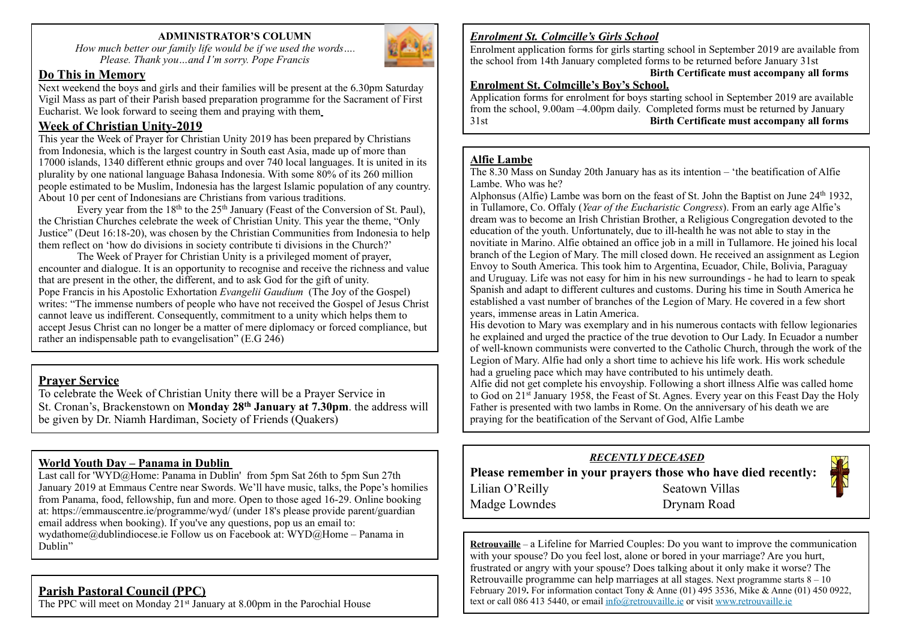**ADMINISTRATOR'S COLUMN**

*How much better our family life would be if we used the words…. Please. Thank you…and I'm sorry. Pope Francis*

## Do This in Memory

Next weekend the boys and girls and their families will be present at the 6.30pm Saturday Vigil Mass as part of their Parish based preparation programme for the Sacrament of First Eucharist. We look forward to seeing them and praying with them

## Week of Christian Unity-2019

This year the Week of Prayer for Christian Unity 2019 has been prepared by Christians from Indonesia, which is the largest country in South east Asia, made up of more than 17000 islands, 1340 different ethnic groups and over 740 local languages. It is united in its plurality by one national language Bahasa Indonesia. With some 80% of its 260 million people estimated to be Muslim, Indonesia has the largest Islamic population of any country. About 10 per cent of Indonesians are Christians from various traditions.

Every year from the 18th to the 25th January (Feast of the Conversion of St. Paul), the Christian Churches celebrate the week of Christian Unity. This year the theme, "Only Justice" (Deut 16:18-20), was chosen by the Christian Communities from Indonesia to help them reflect on 'how do divisions in society contribute ti divisions in the Church?'

The Week of Prayer for Christian Unity is a privileged moment of prayer, encounter and dialogue. It is an opportunity to recognise and receive the richness and value that are present in the other, the different, and to ask God for the gift of unity.

Pope Francis in his Apostolic Exhortation *Evangelii Gaudium* (The Joy of the Gospel) writes: "The immense numbers of people who have not received the Gospel of Jesus Christ cannot leave us indifferent. Consequently, commitment to a unity which helps them to accept Jesus Christ can no longer be a matter of mere diplomacy or forced compliance, but rather an indispensable path to evangelisation" (E.G 246)

## Prayer Service

To celebrate the Week of Christian Unity there will be a Prayer Service in St. Cronan's, Brackenstown on **Monday 28th January at 7.30pm**. the address will be given by Dr. Niamh Hardiman, Society of Friends (Quakers)

## World Youth Day – Panama in Dublin

Last call for 'WYD@Home: Panama in Dublin' from 5pm Sat 26th to 5pm Sun 27th January 2019 at Emmaus Centre near Swords. We'll have music, talks, the Pope's homilies from Panama, food, fellowship, fun and more. Open to those aged 16-29. Online booking at: https://emmauscentre.ie/programme/wyd/ (under 18's please provide parent/guardian email address when booking). If you've any questions, pop us an email to: wydathome@dublindiocese.ie Follow us on Facebook at: WYD@Home – Panama in Dublin"

## Parish Pastoral Council (PPC)

The PPC will meet on Monday 21st January at 8.00pm in the Parochial House

## *Enrolment St. Colmcille's Girls School*

Enrolment application forms for girls starting school in September 2019 are available from the school from 14th January completed forms to be returned before January 31st

**Birth Certificate must accompany all forms**

## Enrolment St. Colmcille's Boy's School.

Application forms for enrolment for boys starting school in September 2019 are available from the school, 9.00am –4.00pm daily. Completed forms must be returned by January 31st

**Birth Certificate must accompany all forms**

## Alfie Lambe

The 8.30 Mass on Sunday 20th January has as its intention – 'the beatification of Alfie Lambe. Who was he?

Alphonsus (Alfie) Lambe was born on the feast of St. John the Baptist on June 24th 1932, in Tullamore, Co. Offaly (*Year of the Eucharistic Congress*). From an early age Alfie's dream was to become an Irish Christian Brother, a Religious Congregation devoted to the education of the youth. Unfortunately, due to ill-health he was not able to stay in the novitiate in Marino. Alfie obtained an office job in a mill in Tullamore. He joined his local branch of the Legion of Mary. The mill closed down. He received an assignment as Legion Envoy to South America. This took him to Argentina, Ecuador, Chile, Bolivia, Paraguay and Uruguay. Life was not easy for him in his new surroundings - he had to learn to speak Spanish and adapt to different cultures and customs. During his time in South America he established a vast number of branches of the Legion of Mary. He covered in a few short years, immense areas in Latin America.

His devotion to Mary was exemplary and in his numerous contacts with fellow legionaries he explained and urged the practice of the true devotion to Our Lady. In Ecuador a number of well-known communists were converted to the Catholic Church, through the work of the Legion of Mary. Alfie had only a short time to achieve his life work. His work schedule had a grueling pace which may have contributed to his untimely death.

Alfie did not get complete his envoyship. Following a short illness Alfie was called home to God on 21st January 1958, the Feast of St. Agnes. Every year on this Feast Day the Holy Father is presented with two lambs in Rome. On the anniversary of his death we are praying for the beatification of the Servant of God, Alfie Lambe

## *RECENTLY DECEASED*

**Please remember in your prayers those who have died recently:**

| | |
|---|---|
| Lilian O'Reilly | Seatown Villas |
| Madge Lowndes | Drynam Road |

**Retrouvaille** – a Lifeline for Married Couples: Do you want to improve the communication with your spouse? Do you feel lost, alone or bored in your marriage? Are you hurt, frustrated or angry with your spouse? Does talking about it only make it worse? The Retrouvaille programme can help marriages at all stages. Next programme starts 8 – 10 February 2019**.** For information contact Tony & Anne (01) 495 3536, Mike & Anne (01) 450 0922, text or call 086 413 5440, or email info@retrouvaille.ie or visit www.retrouvaille.ie